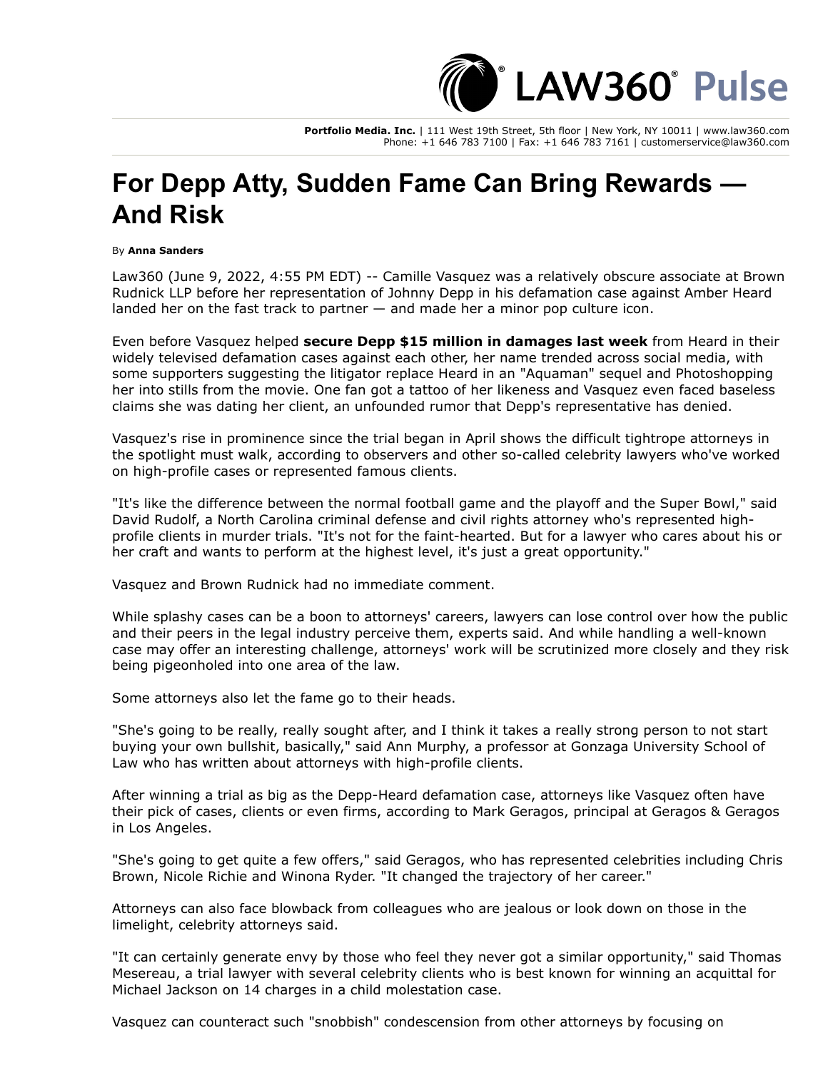# For Depp Atty, Sudden Fame Can Bring Rewards — And Risk

By **Anna Sanders**

Law360 (June 9, 2022, 4:55 PM EDT) -- Camille Vasquez was a relatively obscure associate at Brown Rudnick LLP before her representation of Johnny Depp in his defamation case against Amber Heard landed her on the fast track to partner — and made her a minor pop culture icon.

Even before Vasquez helped **secure Depp $15 million in damages last week** from Heard in their widely televised defamation cases against each other, her name trended across social media, with some supporters suggesting the litigator replace Heard in an "Aquaman" sequel and Photoshopping her into stills from the movie. One fan got a tattoo of her likeness and Vasquez even faced baseless claims she was dating her client, an unfounded rumor that Depp's representative has denied.

Vasquez's rise in prominence since the trial began in April shows the difficult tightrope attorneys in the spotlight must walk, according to observers and other so-called celebrity lawyers who've worked on high-profile cases or represented famous clients.

"It's like the difference between the normal football game and the playoff and the Super Bowl," said David Rudolf, a North Carolina criminal defense and civil rights attorney who's represented high-profile clients in murder trials. "It's not for the faint-hearted. But for a lawyer who cares about his or her craft and wants to perform at the highest level, it's just a great opportunity."

Vasquez and Brown Rudnick had no immediate comment.

While splashy cases can be a boon to attorneys' careers, lawyers can lose control over how the public and their peers in the legal industry perceive them, experts said. And while handling a well-known case may offer an interesting challenge, attorneys' work will be scrutinized more closely and they risk being pigeonholed into one area of the law.

Some attorneys also let the fame go to their heads.

"She's going to be really, really sought after, and I think it takes a really strong person to not start buying your own bullshit, basically," said Ann Murphy, a professor at Gonzaga University School of Law who has written about attorneys with high-profile clients.

After winning a trial as big as the Depp-Heard defamation case, attorneys like Vasquez often have their pick of cases, clients or even firms, according to Mark Geragos, principal at Geragos & Geragos in Los Angeles.

"She's going to get quite a few offers," said Geragos, who has represented celebrities including Chris Brown, Nicole Richie and Winona Ryder. "It changed the trajectory of her career."

Attorneys can also face blowback from colleagues who are jealous or look down on those in the limelight, celebrity attorneys said.

"It can certainly generate envy by those who feel they never got a similar opportunity," said Thomas Mesereau, a trial lawyer with several celebrity clients who is best known for winning an acquittal for Michael Jackson on 14 charges in a child molestation case.

Vasquez can counteract such "snobbish" condescension from other attorneys by focusing on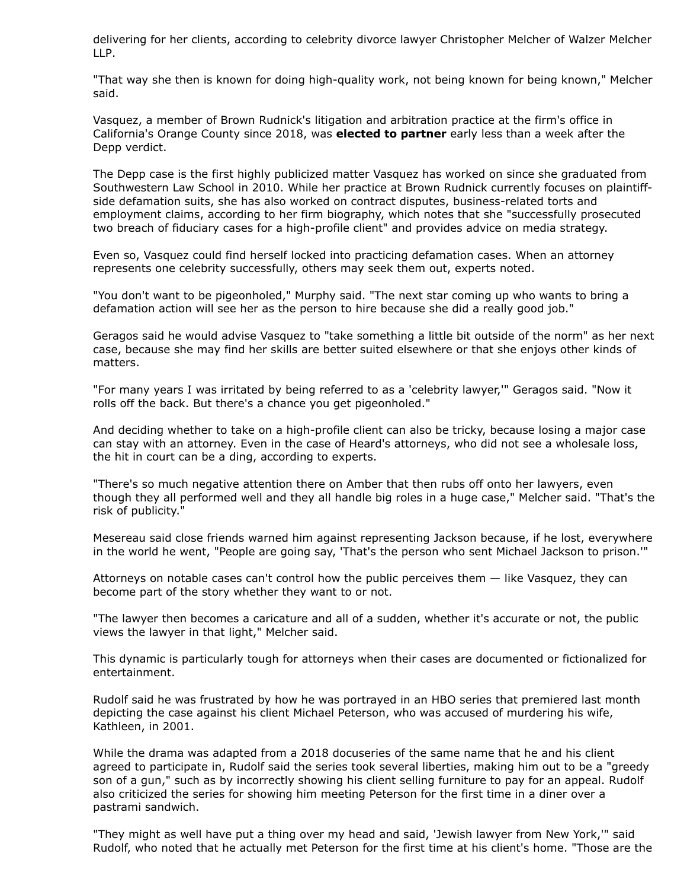delivering for her clients, according to celebrity divorce lawyer Christopher Melcher of Walzer Melcher LLP.

"That way she then is known for doing high-quality work, not being known for being known," Melcher said.

Vasquez, a member of Brown Rudnick's litigation and arbitration practice at the firm's office in California's Orange County since 2018, was **elected to partner** early less than a week after the Depp verdict.

The Depp case is the first highly publicized matter Vasquez has worked on since she graduated from Southwestern Law School in 2010. While her practice at Brown Rudnick currently focuses on plaintiff-side defamation suits, she has also worked on contract disputes, business-related torts and employment claims, according to her firm biography, which notes that she "successfully prosecuted two breach of fiduciary cases for a high-profile client" and provides advice on media strategy.

Even so, Vasquez could find herself locked into practicing defamation cases. When an attorney represents one celebrity successfully, others may seek them out, experts noted.

"You don't want to be pigeonholed," Murphy said. "The next star coming up who wants to bring a defamation action will see her as the person to hire because she did a really good job."

Geragos said he would advise Vasquez to "take something a little bit outside of the norm" as her next case, because she may find her skills are better suited elsewhere or that she enjoys other kinds of matters.

"For many years I was irritated by being referred to as a 'celebrity lawyer,'" Geragos said. "Now it rolls off the back. But there's a chance you get pigeonholed."

And deciding whether to take on a high-profile client can also be tricky, because losing a major case can stay with an attorney. Even in the case of Heard's attorneys, who did not see a wholesale loss, the hit in court can be a ding, according to experts.

"There's so much negative attention there on Amber that then rubs off onto her lawyers, even though they all performed well and they all handle big roles in a huge case," Melcher said. "That's the risk of publicity."

Mesereau said close friends warned him against representing Jackson because, if he lost, everywhere in the world he went, "People are going say, 'That's the person who sent Michael Jackson to prison.'"

Attorneys on notable cases can't control how the public perceives them — like Vasquez, they can become part of the story whether they want to or not.

"The lawyer then becomes a caricature and all of a sudden, whether it's accurate or not, the public views the lawyer in that light," Melcher said.

This dynamic is particularly tough for attorneys when their cases are documented or fictionalized for entertainment.

Rudolf said he was frustrated by how he was portrayed in an HBO series that premiered last month depicting the case against his client Michael Peterson, who was accused of murdering his wife, Kathleen, in 2001.

While the drama was adapted from a 2018 docuseries of the same name that he and his client agreed to participate in, Rudolf said the series took several liberties, making him out to be a "greedy son of a gun," such as by incorrectly showing his client selling furniture to pay for an appeal. Rudolf also criticized the series for showing him meeting Peterson for the first time in a diner over a pastrami sandwich.

"They might as well have put a thing over my head and said, 'Jewish lawyer from New York,'" said Rudolf, who noted that he actually met Peterson for the first time at his client's home. "Those are the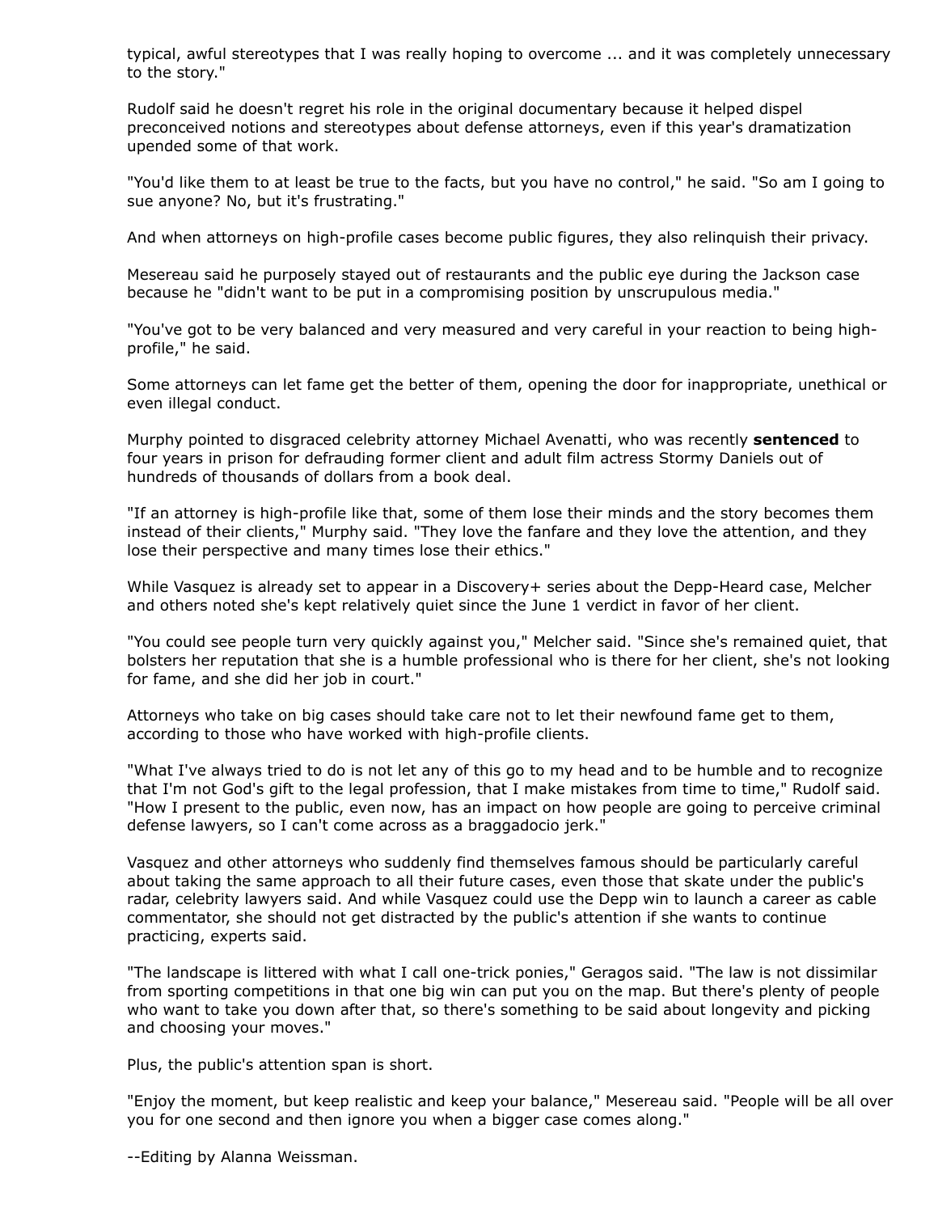typical, awful stereotypes that I was really hoping to overcome ... and it was completely unnecessary to the story."

Rudolf said he doesn't regret his role in the original documentary because it helped dispel preconceived notions and stereotypes about defense attorneys, even if this year's dramatization upended some of that work.

"You'd like them to at least be true to the facts, but you have no control," he said. "So am I going to sue anyone? No, but it's frustrating."

And when attorneys on high-profile cases become public figures, they also relinquish their privacy.

Mesereau said he purposely stayed out of restaurants and the public eye during the Jackson case because he "didn't want to be put in a compromising position by unscrupulous media."

"You've got to be very balanced and very measured and very careful in your reaction to being high-profile," he said.

Some attorneys can let fame get the better of them, opening the door for inappropriate, unethical or even illegal conduct.

Murphy pointed to disgraced celebrity attorney Michael Avenatti, who was recently **sentenced** to four years in prison for defrauding former client and adult film actress Stormy Daniels out of hundreds of thousands of dollars from a book deal.

"If an attorney is high-profile like that, some of them lose their minds and the story becomes them instead of their clients," Murphy said. "They love the fanfare and they love the attention, and they lose their perspective and many times lose their ethics."

While Vasquez is already set to appear in a Discovery+ series about the Depp-Heard case, Melcher and others noted she's kept relatively quiet since the June 1 verdict in favor of her client.

"You could see people turn very quickly against you," Melcher said. "Since she's remained quiet, that bolsters her reputation that she is a humble professional who is there for her client, she's not looking for fame, and she did her job in court."

Attorneys who take on big cases should take care not to let their newfound fame get to them, according to those who have worked with high-profile clients.

"What I've always tried to do is not let any of this go to my head and to be humble and to recognize that I'm not God's gift to the legal profession, that I make mistakes from time to time," Rudolf said. "How I present to the public, even now, has an impact on how people are going to perceive criminal defense lawyers, so I can't come across as a braggadocio jerk."

Vasquez and other attorneys who suddenly find themselves famous should be particularly careful about taking the same approach to all their future cases, even those that skate under the public's radar, celebrity lawyers said. And while Vasquez could use the Depp win to launch a career as cable commentator, she should not get distracted by the public's attention if she wants to continue practicing, experts said.

"The landscape is littered with what I call one-trick ponies," Geragos said. "The law is not dissimilar from sporting competitions in that one big win can put you on the map. But there's plenty of people who want to take you down after that, so there's something to be said about longevity and picking and choosing your moves."

Plus, the public's attention span is short.

"Enjoy the moment, but keep realistic and keep your balance," Mesereau said. "People will be all over you for one second and then ignore you when a bigger case comes along."

--Editing by Alanna Weissman.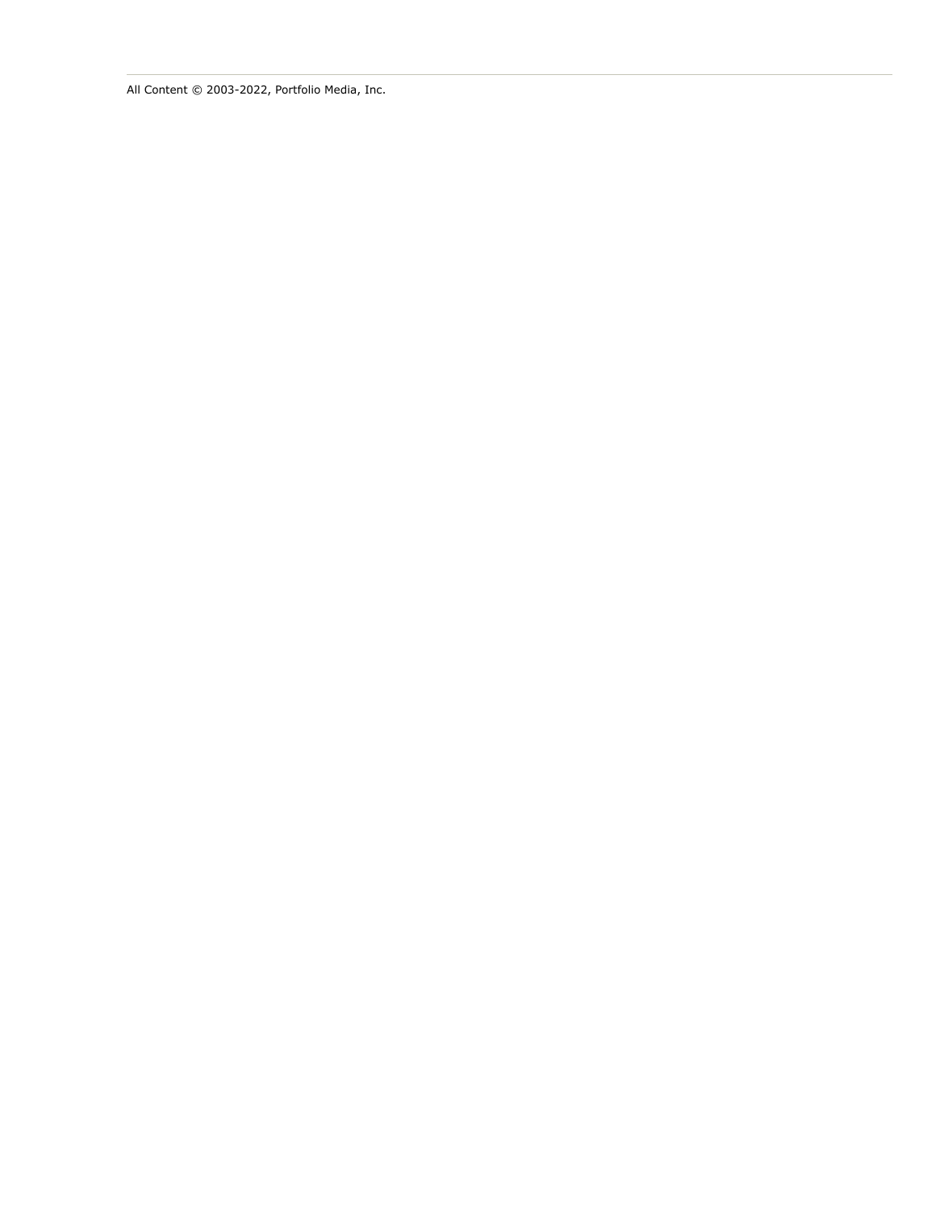All Content © 2003-2022, Portfolio Media, Inc.